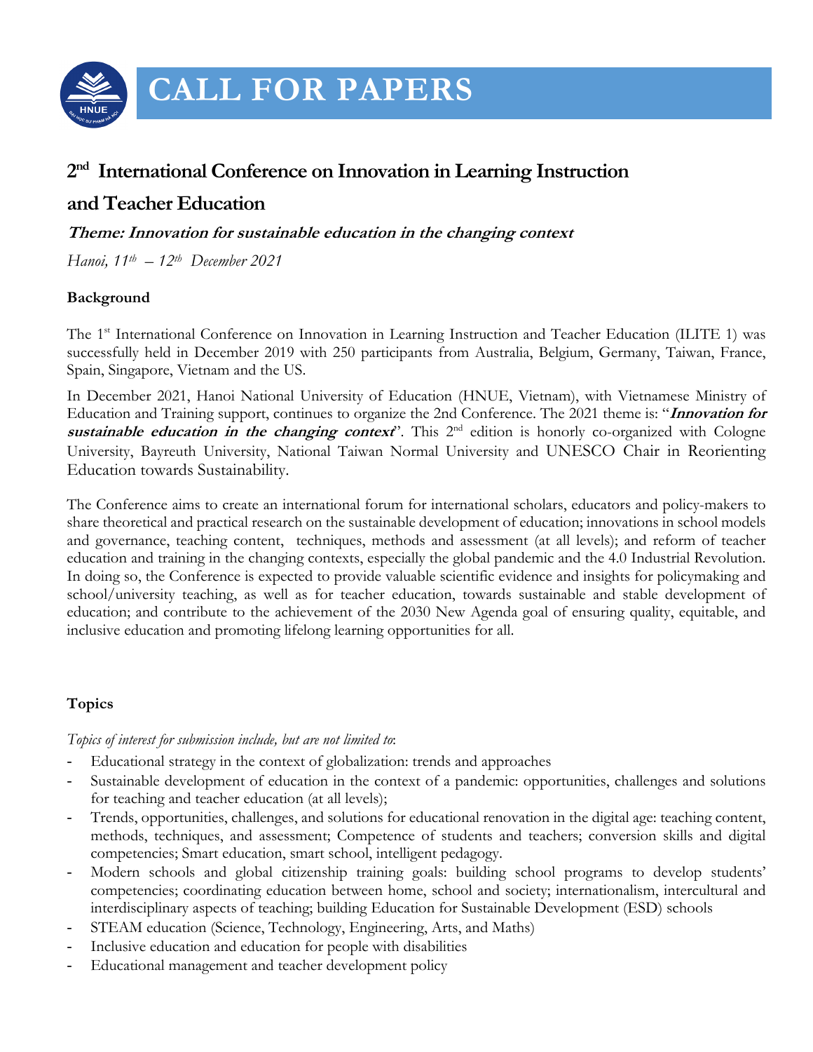# CALL FOR PAPERS

## 2nd International Conference on Innovation in Learning Instruction and Teacher Education

***Theme: Innovation for sustainable education in the changing context***

*Hanoi, 11th – 12th December 2021*

**Background**

The 1st International Conference on Innovation in Learning Instruction and Teacher Education (ILITE 1) was successfully held in December 2019 with 250 participants from Australia, Belgium, Germany, Taiwan, France, Spain, Singapore, Vietnam and the US.

In December 2021, Hanoi National University of Education (HNUE, Vietnam), with Vietnamese Ministry of Education and Training support, continues to organize the 2nd Conference. The 2021 theme is: "***Innovation for sustainable education in the changing context***". This 2nd edition is honorly co-organized with Cologne University, Bayreuth University, National Taiwan Normal University and UNESCO Chair in Reorienting Education towards Sustainability.

The Conference aims to create an international forum for international scholars, educators and policy-makers to share theoretical and practical research on the sustainable development of education; innovations in school models and governance, teaching content, techniques, methods and assessment (at all levels); and reform of teacher education and training in the changing contexts, especially the global pandemic and the 4.0 Industrial Revolution. In doing so, the Conference is expected to provide valuable scientific evidence and insights for policymaking and school/university teaching, as well as for teacher education, towards sustainable and stable development of education; and contribute to the achievement of the 2030 New Agenda goal of ensuring quality, equitable, and inclusive education and promoting lifelong learning opportunities for all.

**Topics**

*Topics of interest for submission include, but are not limited to*:

- Educational strategy in the context of globalization: trends and approaches
- Sustainable development of education in the context of a pandemic: opportunities, challenges and solutions for teaching and teacher education (at all levels);
- Trends, opportunities, challenges, and solutions for educational renovation in the digital age: teaching content, methods, techniques, and assessment; Competence of students and teachers; conversion skills and digital competencies; Smart education, smart school, intelligent pedagogy.
- Modern schools and global citizenship training goals: building school programs to develop students' competencies; coordinating education between home, school and society; internationalism, intercultural and interdisciplinary aspects of teaching; building Education for Sustainable Development (ESD) schools
- STEAM education (Science, Technology, Engineering, Arts, and Maths)
- Inclusive education and education for people with disabilities
- Educational management and teacher development policy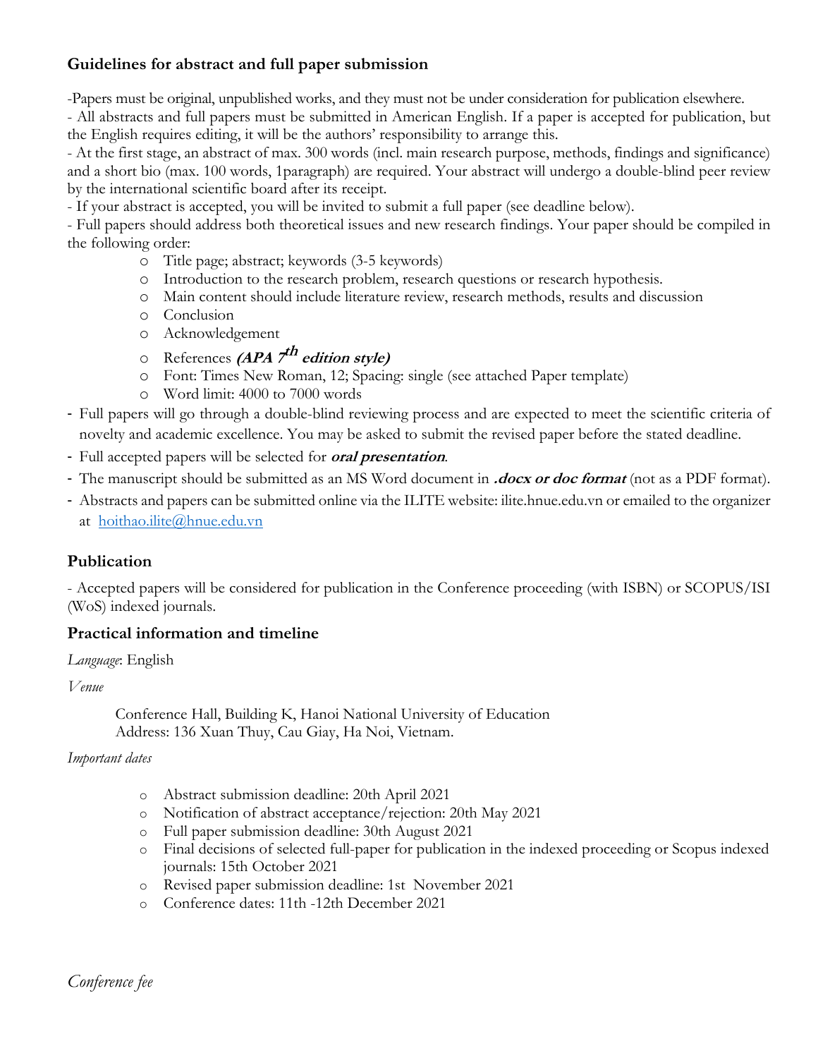## Guidelines for abstract and full paper submission

-Papers must be original, unpublished works, and they must not be under consideration for publication elsewhere.

- All abstracts and full papers must be submitted in American English. If a paper is accepted for publication, but the English requires editing, it will be the authors' responsibility to arrange this.
- At the first stage, an abstract of max. 300 words (incl. main research purpose, methods, findings and significance) and a short bio (max. 100 words, 1paragraph) are required. Your abstract will undergo a double-blind peer review by the international scientific board after its receipt.
- If your abstract is accepted, you will be invited to submit a full paper (see deadline below).
- Full papers should address both theoretical issues and new research findings. Your paper should be compiled in the following order:
    - Title page; abstract; keywords (3-5 keywords)
    - Introduction to the research problem, research questions or research hypothesis.
    - Main content should include literature review, research methods, results and discussion
    - Conclusion
    - Acknowledgement
    - References ***(APA 7th edition style)***
    - Font: Times New Roman, 12; Spacing: single (see attached Paper template)
    - Word limit: 4000 to 7000 words
- Full papers will go through a double-blind reviewing process and are expected to meet the scientific criteria of novelty and academic excellence. You may be asked to submit the revised paper before the stated deadline.
- Full accepted papers will be selected for ***oral presentation***.
- The manuscript should be submitted as an MS Word document in ***.docx or doc format*** (not as a PDF format).
- Abstracts and papers can be submitted online via the ILITE website: ilite.hnue.edu.vn or emailed to the organizer at hoithao.ilite@hnue.edu.vn

## Publication

- Accepted papers will be considered for publication in the Conference proceeding (with ISBN) or SCOPUS/ISI (WoS) indexed journals.

## Practical information and timeline

*Language*: English

*Venue*

Conference Hall, Building K, Hanoi National University of Education
Address: 136 Xuan Thuy, Cau Giay, Ha Noi, Vietnam.

*Important dates*

- Abstract submission deadline: 20th April 2021
- Notification of abstract acceptance/rejection: 20th May 2021
- Full paper submission deadline: 30th August 2021
- Final decisions of selected full-paper for publication in the indexed proceeding or Scopus indexed journals: 15th October 2021
- Revised paper submission deadline: 1st November 2021
- Conference dates: 11th -12th December 2021

*Conference fee*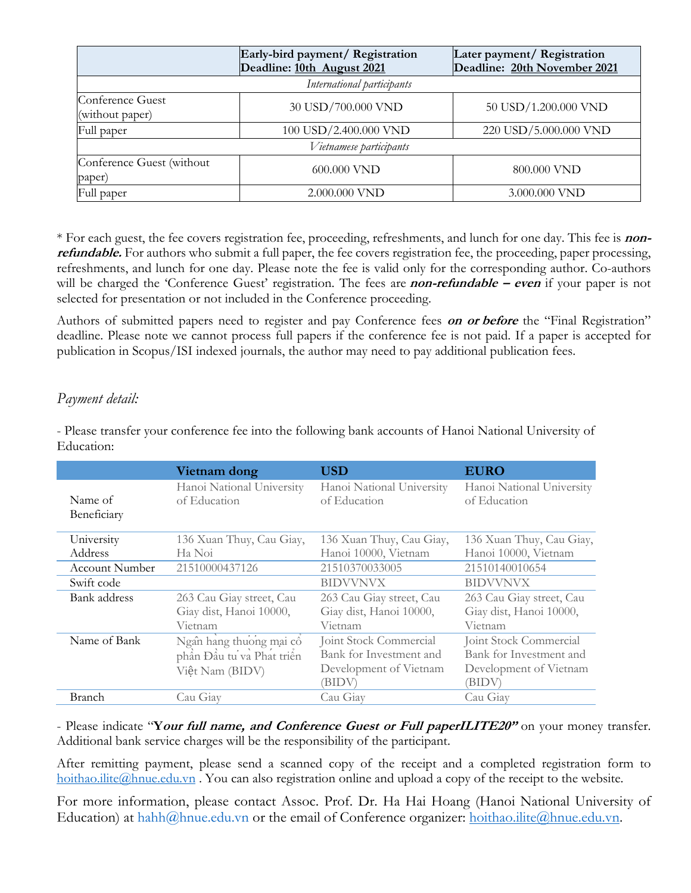| | **Early-bird payment/ Registration Deadline: 10th August 2021** | **Later payment/ Registration Deadline: 20th November 2021** |
|---|---|---|
| *International participants* | | |
| Conference Guest (without paper) | 30 USD/700.000 VND | 50 USD/1.200.000 VND |
| Full paper | 100 USD/2.400.000 VND | 220 USD/5.000.000 VND |
| *Vietnamese participants* | | |
| Conference Guest (without paper) | 600.000 VND | 800.000 VND |
| Full paper | 2.000.000 VND | 3.000.000 VND |

* For each guest, the fee covers registration fee, proceeding, refreshments, and lunch for one day. This fee is ***non-refundable.*** For authors who submit a full paper, the fee covers registration fee, the proceeding, paper processing, refreshments, and lunch for one day. Please note the fee is valid only for the corresponding author. Co-authors will be charged the 'Conference Guest' registration. The fees are ***non-refundable – even*** if your paper is not selected for presentation or not included in the Conference proceeding.

Authors of submitted papers need to register and pay Conference fees ***on or before*** the "Final Registration" deadline. Please note we cannot process full papers if the conference fee is not paid. If a paper is accepted for publication in Scopus/ISI indexed journals, the author may need to pay additional publication fees.

*Payment detail:*

- Please transfer your conference fee into the following bank accounts of Hanoi National University of Education:

| | **Vietnam dong** | **USD** | **EURO** |
|---|---|---|---|
| Name of Beneficiary | Hanoi National University of Education | Hanoi National University of Education | Hanoi National University of Education |
| University Address | 136 Xuan Thuy, Cau Giay, Ha Noi | 136 Xuan Thuy, Cau Giay, Hanoi 10000, Vietnam | 136 Xuan Thuy, Cau Giay, Hanoi 10000, Vietnam |
| Account Number | 21510000437126 | 21510370033005 | 21510140010654 |
| Swift code | | BIDVVNVX | BIDVVNVX |
| Bank address | 263 Cau Giay street, Cau Giay dist, Hanoi 10000, Vietnam | 263 Cau Giay street, Cau Giay dist, Hanoi 10000, Vietnam | 263 Cau Giay street, Cau Giay dist, Hanoi 10000, Vietnam |
| Name of Bank | Ngân hàng thương mại cổ phần Đầu tư và Phát triển Việt Nam (BIDV) | Joint Stock Commercial Bank for Investment and Development of Vietnam (BIDV) | Joint Stock Commercial Bank for Investment and Development of Vietnam (BIDV) |
| Branch | Cau Giay | Cau Giay | Cau Giay |

- Please indicate "***Your full name, and Conference Guest or Full paperILITE20"*** on your money transfer. Additional bank service charges will be the responsibility of the participant.

After remitting payment, please send a scanned copy of the receipt and a completed registration form to hoithao.ilite@hnue.edu.vn . You can also registration online and upload a copy of the receipt to the website.

For more information, please contact Assoc. Prof. Dr. Ha Hai Hoang (Hanoi National University of Education) at hahh@hnue.edu.vn or the email of Conference organizer: hoithao.ilite@hnue.edu.vn.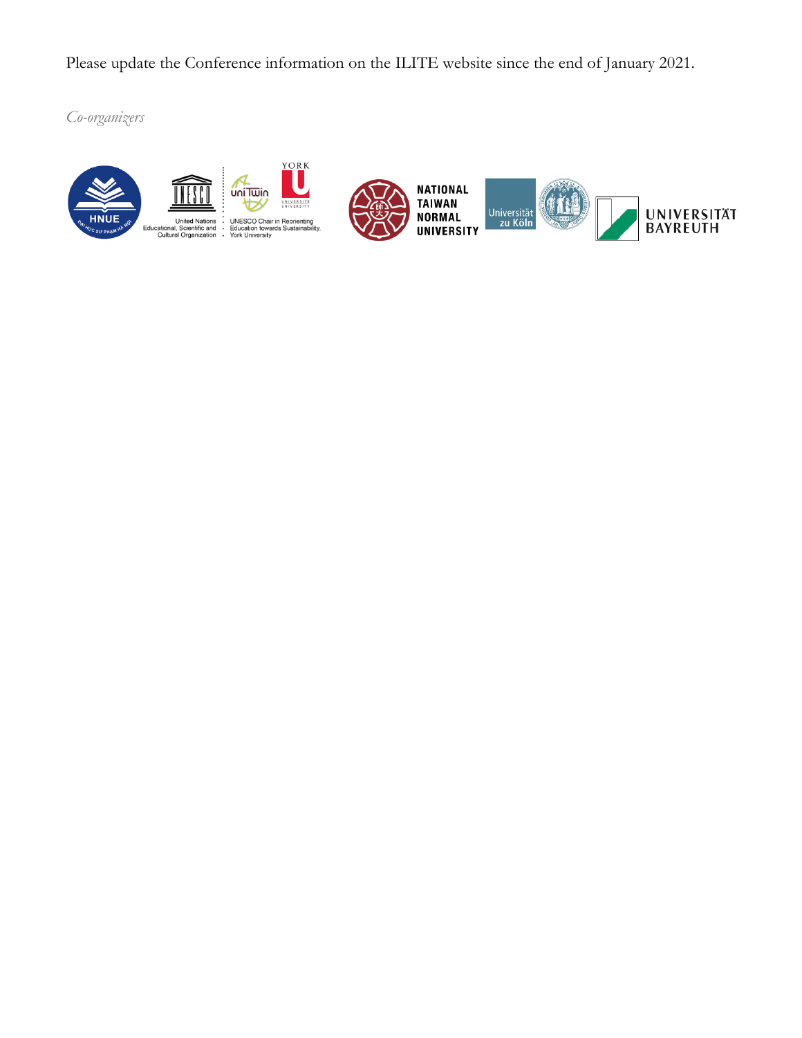Please update the Conference information on the ILITE website since the end of January 2021.

*Co-organizers*